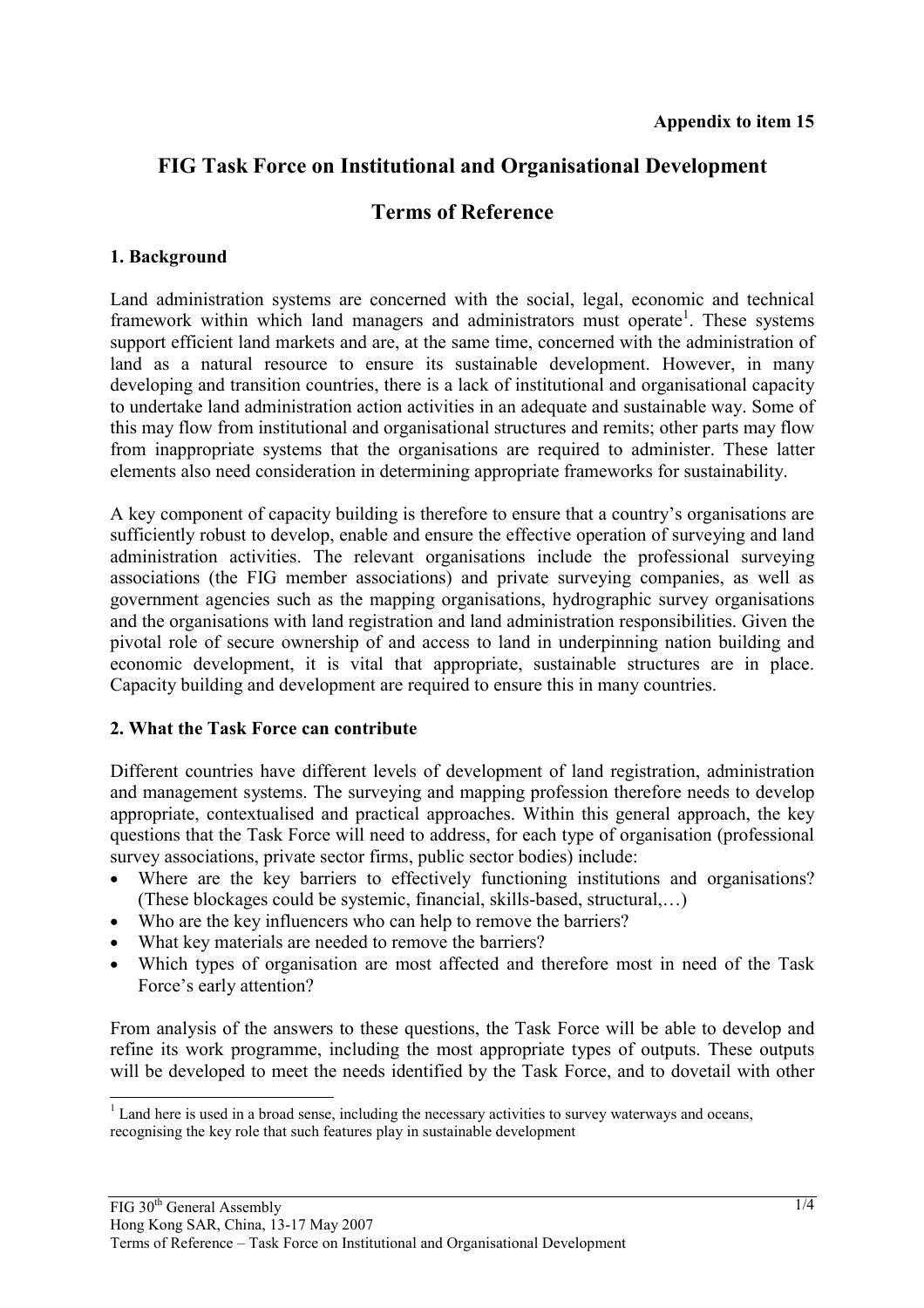**Appendix to item 15**

# FIG Task Force on Institutional and Organisational Development

# Terms of Reference

## 1. Background

Land administration systems are concerned with the social, legal, economic and technical framework within which land managers and administrators must operate[1]. These systems support efficient land markets and are, at the same time, concerned with the administration of land as a natural resource to ensure its sustainable development. However, in many developing and transition countries, there is a lack of institutional and organisational capacity to undertake land administration action activities in an adequate and sustainable way. Some of this may flow from institutional and organisational structures and remits; other parts may flow from inappropriate systems that the organisations are required to administer. These latter elements also need consideration in determining appropriate frameworks for sustainability.

A key component of capacity building is therefore to ensure that a country's organisations are sufficiently robust to develop, enable and ensure the effective operation of surveying and land administration activities. The relevant organisations include the professional surveying associations (the FIG member associations) and private surveying companies, as well as government agencies such as the mapping organisations, hydrographic survey organisations and the organisations with land registration and land administration responsibilities. Given the pivotal role of secure ownership of and access to land in underpinning nation building and economic development, it is vital that appropriate, sustainable structures are in place. Capacity building and development are required to ensure this in many countries.

## 2. What the Task Force can contribute

Different countries have different levels of development of land registration, administration and management systems. The surveying and mapping profession therefore needs to develop appropriate, contextualised and practical approaches. Within this general approach, the key questions that the Task Force will need to address, for each type of organisation (professional survey associations, private sector firms, public sector bodies) include:

- Where are the key barriers to effectively functioning institutions and organisations? (These blockages could be systemic, financial, skills-based, structural,…)
- Who are the key influencers who can help to remove the barriers?
- What key materials are needed to remove the barriers?
- Which types of organisation are most affected and therefore most in need of the Task Force's early attention?

From analysis of the answers to these questions, the Task Force will be able to develop and refine its work programme, including the most appropriate types of outputs. These outputs will be developed to meet the needs identified by the Task Force, and to dovetail with other

[1] Land here is used in a broad sense, including the necessary activities to survey waterways and oceans, recognising the key role that such features play in sustainable development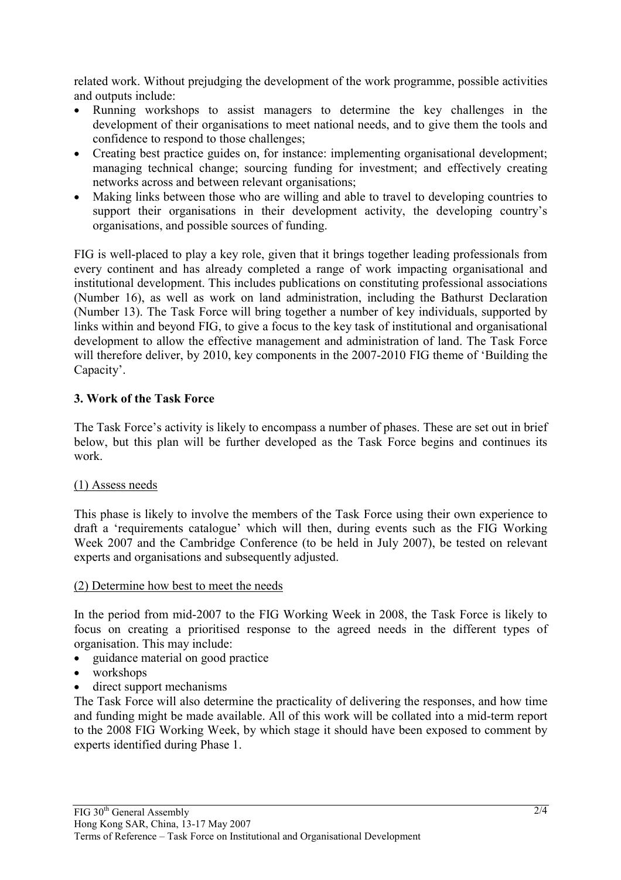related work. Without prejudging the development of the work programme, possible activities and outputs include:

- Running workshops to assist managers to determine the key challenges in the development of their organisations to meet national needs, and to give them the tools and confidence to respond to those challenges;
- Creating best practice guides on, for instance: implementing organisational development; managing technical change; sourcing funding for investment; and effectively creating networks across and between relevant organisations;
- Making links between those who are willing and able to travel to developing countries to support their organisations in their development activity, the developing country's organisations, and possible sources of funding.

FIG is well-placed to play a key role, given that it brings together leading professionals from every continent and has already completed a range of work impacting organisational and institutional development. This includes publications on constituting professional associations (Number 16), as well as work on land administration, including the Bathurst Declaration (Number 13). The Task Force will bring together a number of key individuals, supported by links within and beyond FIG, to give a focus to the key task of institutional and organisational development to allow the effective management and administration of land. The Task Force will therefore deliver, by 2010, key components in the 2007-2010 FIG theme of 'Building the Capacity'.

## 3. Work of the Task Force

The Task Force's activity is likely to encompass a number of phases. These are set out in brief below, but this plan will be further developed as the Task Force begins and continues its work.

(1) Assess needs

This phase is likely to involve the members of the Task Force using their own experience to draft a 'requirements catalogue' which will then, during events such as the FIG Working Week 2007 and the Cambridge Conference (to be held in July 2007), be tested on relevant experts and organisations and subsequently adjusted.

(2) Determine how best to meet the needs

In the period from mid-2007 to the FIG Working Week in 2008, the Task Force is likely to focus on creating a prioritised response to the agreed needs in the different types of organisation. This may include:

- guidance material on good practice
- workshops
- direct support mechanisms

The Task Force will also determine the practicality of delivering the responses, and how time and funding might be made available. All of this work will be collated into a mid-term report to the 2008 FIG Working Week, by which stage it should have been exposed to comment by experts identified during Phase 1.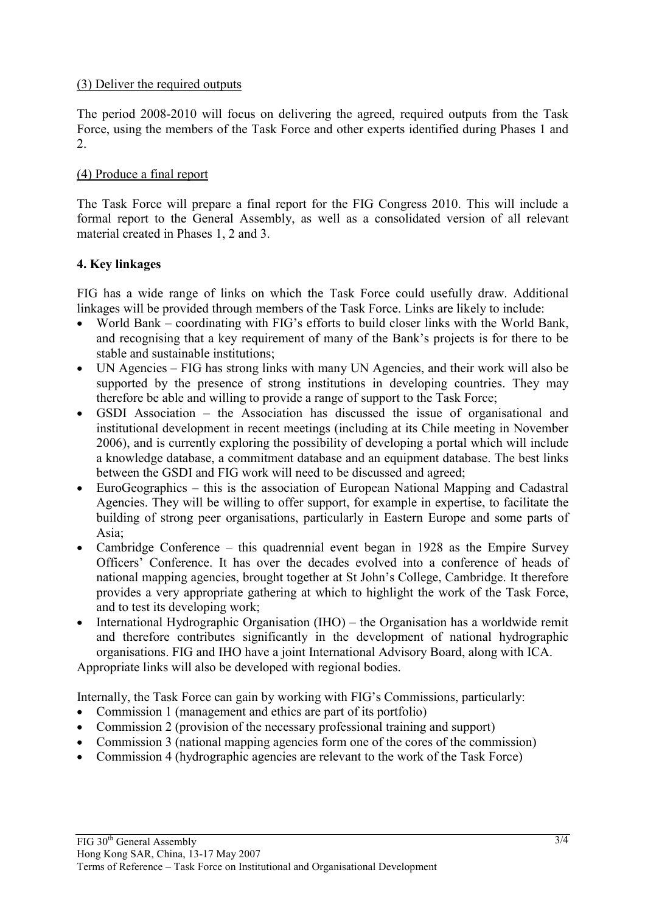<u>(3) Deliver the required outputs</u>

The period 2008-2010 will focus on delivering the agreed, required outputs from the Task Force, using the members of the Task Force and other experts identified during Phases 1 and 2.

<u>(4) Produce a final report</u>

The Task Force will prepare a final report for the FIG Congress 2010. This will include a formal report to the General Assembly, as well as a consolidated version of all relevant material created in Phases 1, 2 and 3.

**4. Key linkages**

FIG has a wide range of links on which the Task Force could usefully draw. Additional linkages will be provided through members of the Task Force. Links are likely to include:

- World Bank – coordinating with FIG's efforts to build closer links with the World Bank, and recognising that a key requirement of many of the Bank's projects is for there to be stable and sustainable institutions;
- UN Agencies – FIG has strong links with many UN Agencies, and their work will also be supported by the presence of strong institutions in developing countries. They may therefore be able and willing to provide a range of support to the Task Force;
- GSDI Association – the Association has discussed the issue of organisational and institutional development in recent meetings (including at its Chile meeting in November 2006), and is currently exploring the possibility of developing a portal which will include a knowledge database, a commitment database and an equipment database. The best links between the GSDI and FIG work will need to be discussed and agreed;
- EuroGeographics – this is the association of European National Mapping and Cadastral Agencies. They will be willing to offer support, for example in expertise, to facilitate the building of strong peer organisations, particularly in Eastern Europe and some parts of Asia;
- Cambridge Conference – this quadrennial event began in 1928 as the Empire Survey Officers' Conference. It has over the decades evolved into a conference of heads of national mapping agencies, brought together at St John's College, Cambridge. It therefore provides a very appropriate gathering at which to highlight the work of the Task Force, and to test its developing work;
- International Hydrographic Organisation (IHO) – the Organisation has a worldwide remit and therefore contributes significantly in the development of national hydrographic organisations. FIG and IHO have a joint International Advisory Board, along with ICA.

Appropriate links will also be developed with regional bodies.

Internally, the Task Force can gain by working with FIG's Commissions, particularly:

- Commission 1 (management and ethics are part of its portfolio)
- Commission 2 (provision of the necessary professional training and support)
- Commission 3 (national mapping agencies form one of the cores of the commission)
- Commission 4 (hydrographic agencies are relevant to the work of the Task Force)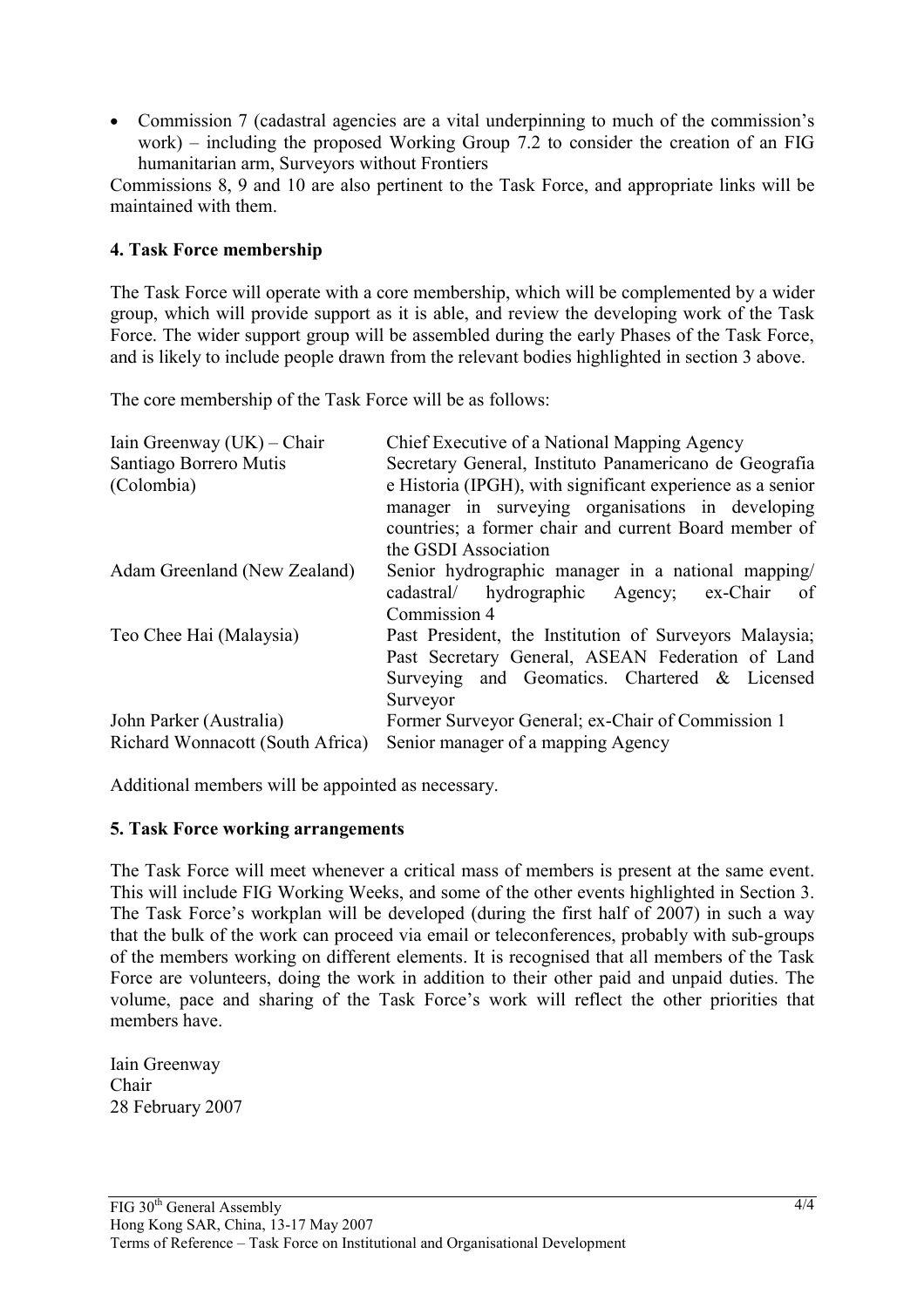- Commission 7 (cadastral agencies are a vital underpinning to much of the commission's work) – including the proposed Working Group 7.2 to consider the creation of an FIG humanitarian arm, Surveyors without Frontiers

Commissions 8, 9 and 10 are also pertinent to the Task Force, and appropriate links will be maintained with them.

## 4. Task Force membership

The Task Force will operate with a core membership, which will be complemented by a wider group, which will provide support as it is able, and review the developing work of the Task Force. The wider support group will be assembled during the early Phases of the Task Force, and is likely to include people drawn from the relevant bodies highlighted in section 3 above.

The core membership of the Task Force will be as follows:

| | |
|---|---|
| Iain Greenway (UK) – Chair | Chief Executive of a National Mapping Agency |
| Santiago Borrero Mutis (Colombia) | Secretary General, Instituto Panamericano de Geografia e Historia (IPGH), with significant experience as a senior manager in surveying organisations in developing countries; a former chair and current Board member of the GSDI Association |
| Adam Greenland (New Zealand) | Senior hydrographic manager in a national mapping/ cadastral/ hydrographic Agency; ex-Chair of Commission 4 |
| Teo Chee Hai (Malaysia) | Past President, the Institution of Surveyors Malaysia; Past Secretary General, ASEAN Federation of Land Surveying and Geomatics. Chartered & Licensed Surveyor |
| John Parker (Australia) | Former Surveyor General; ex-Chair of Commission 1 |
| Richard Wonnacott (South Africa) | Senior manager of a mapping Agency |

Additional members will be appointed as necessary.

## 5. Task Force working arrangements

The Task Force will meet whenever a critical mass of members is present at the same event. This will include FIG Working Weeks, and some of the other events highlighted in Section 3. The Task Force's workplan will be developed (during the first half of 2007) in such a way that the bulk of the work can proceed via email or teleconferences, probably with sub-groups of the members working on different elements. It is recognised that all members of the Task Force are volunteers, doing the work in addition to their other paid and unpaid duties. The volume, pace and sharing of the Task Force's work will reflect the other priorities that members have.

Iain Greenway
Chair
28 February 2007